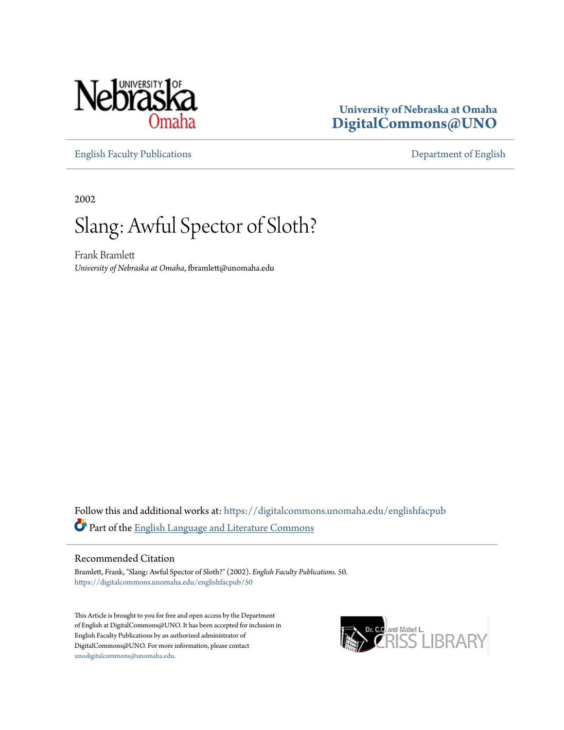University of Nebraska at Omaha
**DigitalCommons@UNO**

English Faculty Publications | Department of English

2002

# Slang: Awful Spector of Sloth?

Frank Bramlett
*University of Nebraska at Omaha*, fbramlett@unomaha.edu

Follow this and additional works at: https://digitalcommons.unomaha.edu/englishfacpub

Part of the English Language and Literature Commons

## Recommended Citation

Bramlett, Frank, "Slang: Awful Spector of Sloth?" (2002). *English Faculty Publications*. 50.
https://digitalcommons.unomaha.edu/englishfacpub/50

This Article is brought to you for free and open access by the Department of English at DigitalCommons@UNO. It has been accepted for inclusion in English Faculty Publications by an authorized administrator of DigitalCommons@UNO. For more information, please contact unodigitalcommons@unomaha.edu.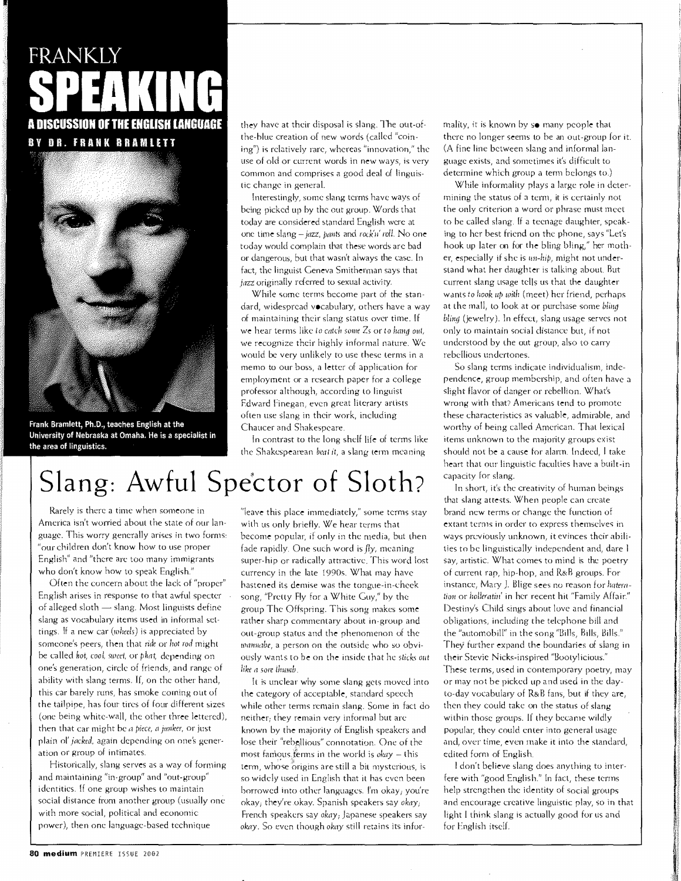FRANKLY

# SPEAKING

**A DISCUSSION OF THE ENGLISH LANGUAGE**

**BY DR. FRANK BRAMLETT**

**Frank Bramlett, Ph.D., teaches English at the University of Nebraska at Omaha. He is a specialist in the area of linguistics.**

# Slang: Awful Spector of Sloth?

Rarely is there a time when someone in America isn't worried about the state of our language. This worry generally arises in two forms: "our children don't know how to use proper English" and "there are too many immigrants who don't know how to speak English."

Often the concern about the lack of "proper" English arises in response to that awful specter of alleged sloth — slang. Most linguists define slang as vocabulary items used in informal settings. If a new car (*wheels*) is appreciated by someone's peers, then that *ride* or *hot rod* might be called *hot, cool, sweet,* or *phat,* depending on one's generation, circle of friends, and range of ability with slang terms. If, on the other hand, this car barely runs, has smoke coming out of the tailpipe, has four tires of four different sizes (one being white-wall, the other three lettered), then that car might be *a piece, a junker,* or just plain ol' *jacked,* again depending on one's generation or group of intimates.

Historically, slang serves as a way of forming and maintaining "in-group" and "out-group" identities. If one group wishes to maintain social distance from another group (usually one with more social, political and economic power), then one language-based technique they have at their disposal is slang. The out-of-the-blue creation of new words (called "coining") is relatively rare, whereas "innovation," the use of old or current words in new ways, is very common and comprises a good deal of linguistic change in general.

Interestingly, some slang terms have ways of being picked up by the out group. Words that today are considered standard English were at one time slang – *jazz, pants* and *rock'n' roll*. No one today would complain that these words are bad or dangerous, but that wasn't always the case. In fact, the linguist Geneva Smitherman says that *jazz* originally referred to sexual activity.

While some terms become part of the standard, widespread vocabulary, others have a way of maintaining their slang status over time. If we hear terms like *to catch some Zs* or *to hang out,* we recognize their highly informal nature. We would be very unlikely to use these terms in a memo to our boss, a letter of application for employment or a research paper for a college professor although, according to linguist Edward Finegan, even great literary artists often use slang in their work, including Chaucer and Shakespeare.

In contrast to the long shelf life of terms like the Shakespearean *beat it,* a slang term meaning "leave this place immediately," some terms stay with us only briefly. We hear terms that become popular, if only in the media, but then fade rapidly. One such word is *fly,* meaning super-hip or radically attractive. This word lost currency in the late 1990s. What may have hastened its demise was the tongue-in-cheek song, "Pretty Fly for a White Guy," by the group The Offspring. This song makes some rather sharp commentary about in-group and out-group status and the phenomenon of the *wannabe,* a person on the outside who so obviously wants to be on the inside that he *sticks out like a sore thumb*.

It is unclear why some slang gets moved into the category of acceptable, standard speech while other terms remain slang. Some in fact do neither; they remain very informal but are known by the majority of English speakers and lose their "rebellious" connotation. One of the most famous terms in the world is *okay* – this term, whose origins are still a bit mysterious, is so widely used in English that it has even been borrowed into other languages. I'm okay; you're okay; they're okay. Spanish speakers say *okay*; French speakers say *okay*; Japanese speakers say *okay*. So even though *okay* still retains its informality, it is known by so many people that there no longer seems to be an out-group for it. (A fine line between slang and informal language exists, and sometimes it's difficult to determine which group a term belongs to.)

While informality plays a large role in determining the status of a term, it is certainly not the only criterion a word or phrase must meet to be called slang. If a teenage daughter, speaking to her best friend on the phone, says "Let's hook up later on for the bling bling," her mother, especially if she is *un-hip,* might not understand what her daughter is talking about. But current slang usage tells us that the daughter wants *to hook up with* (meet) her friend, perhaps at the mall, to look at or purchase some *bling bling* (jewelry). In effect, slang usage serves not only to maintain social distance but, if not understood by the out group, also to carry rebellious undertones.

So slang terms indicate individualism, independence, group membership, and often have a slight flavor of danger or rebellion. What's wrong with that? Americans tend to promote these characteristics as valuable, admirable, and worthy of being called American. That lexical items unknown to the majority groups exist should not be a cause for alarm. Indeed, I take heart that our linguistic faculties have a built-in capacity for slang.

In short, it's the creativity of human beings that slang attests. When people can create brand new terms or change the function of extant terms in order to express themselves in ways previously unknown, it evinces their abilities to be linguistically independent and, dare I say, artistic. What comes to mind is the poetry of current rap, hip-hop, and R&B groups. For instance, Mary J. Blige sees no reason for *hateration* or *holleratin'* in her recent hit "Family Affair." Destiny's Child sings about love and financial obligations, including the telephone bill and the "automobill" in the song "Bills, Bills, Bills." They further expand the boundaries of slang in their Stevie Nicks-inspired "Bootylicious." These terms, used in contemporary poetry, may or may not be picked up and used in the day-to-day vocabulary of R&B fans, but if they are, then they could take on the status of slang within those groups. If they became wildly popular, they could enter into general usage and, over time, even make it into the standard, edited form of English.

I don't believe slang does anything to interfere with "good English." In fact, these terms help strengthen the identity of social groups and encourage creative linguistic play, so in that light I think slang is actually good for us and for English itself.